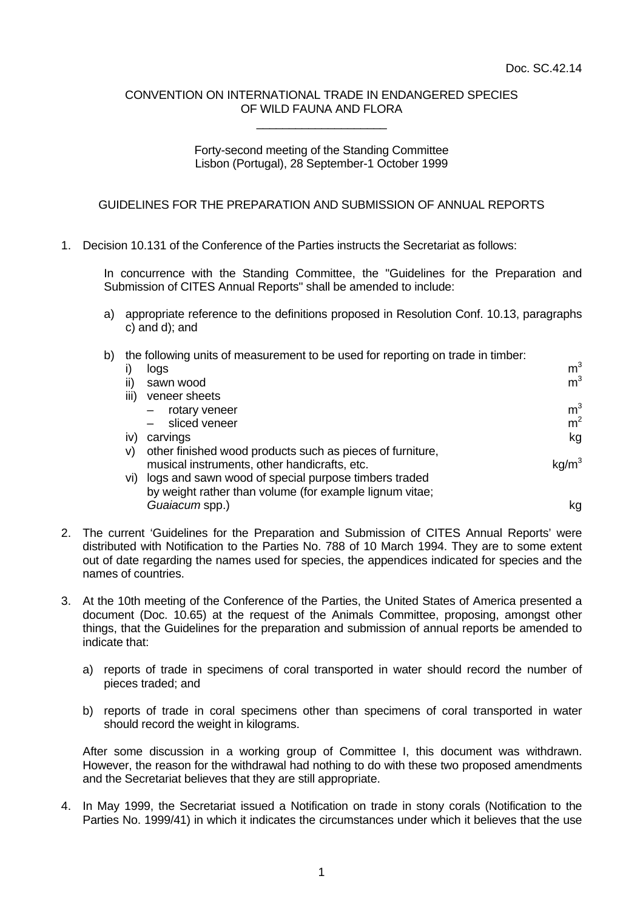Doc. SC.42.14

CONVENTION ON INTERNATIONAL TRADE IN ENDANGERED SPECIES OF WILD FAUNA AND FLORA

____________________

Forty-second meeting of the Standing Committee
Lisbon (Portugal), 28 September-1 October 1999

GUIDELINES FOR THE PREPARATION AND SUBMISSION OF ANNUAL REPORTS

1. Decision 10.131 of the Conference of the Parties instructs the Secretariat as follows:

   In concurrence with the Standing Committee, the "Guidelines for the Preparation and Submission of CITES Annual Reports" shall be amended to include:

   a) appropriate reference to the definitions proposed in Resolution Conf. 10.13, paragraphs c) and d); and

   b) the following units of measurement to be used for reporting on trade in timber:

      i) logs — $m^3$
      ii) sawn wood — $m^3$
      iii) veneer sheets
         – rotary veneer — $m^3$
         – sliced veneer — $m^2$
      iv) carvings — kg
      v) other finished wood products such as pieces of furniture, musical instruments, other handicrafts, etc. — $kg/m^3$
      vi) logs and sawn wood of special purpose timbers traded by weight rather than volume (for example lignum vitae; *Guaiacum* spp.) — kg

2. The current 'Guidelines for the Preparation and Submission of CITES Annual Reports' were distributed with Notification to the Parties No. 788 of 10 March 1994. They are to some extent out of date regarding the names used for species, the appendices indicated for species and the names of countries.

3. At the 10th meeting of the Conference of the Parties, the United States of America presented a document (Doc. 10.65) at the request of the Animals Committee, proposing, amongst other things, that the Guidelines for the preparation and submission of annual reports be amended to indicate that:

   a) reports of trade in specimens of coral transported in water should record the number of pieces traded; and

   b) reports of trade in coral specimens other than specimens of coral transported in water should record the weight in kilograms.

   After some discussion in a working group of Committee I, this document was withdrawn. However, the reason for the withdrawal had nothing to do with these two proposed amendments and the Secretariat believes that they are still appropriate.

4. In May 1999, the Secretariat issued a Notification on trade in stony corals (Notification to the Parties No. 1999/41) in which it indicates the circumstances under which it believes that the use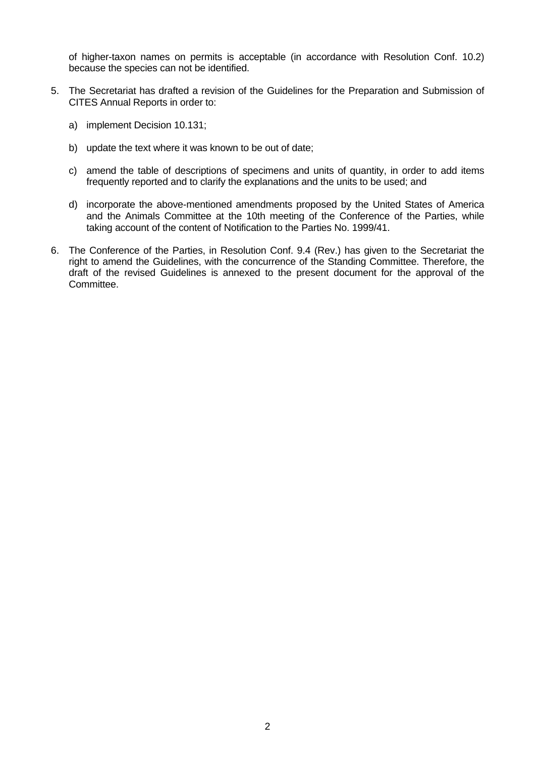of higher-taxon names on permits is acceptable (in accordance with Resolution Conf. 10.2) because the species can not be identified.

5. The Secretariat has drafted a revision of the Guidelines for the Preparation and Submission of CITES Annual Reports in order to:

   a) implement Decision 10.131;

   b) update the text where it was known to be out of date;

   c) amend the table of descriptions of specimens and units of quantity, in order to add items frequently reported and to clarify the explanations and the units to be used; and

   d) incorporate the above-mentioned amendments proposed by the United States of America and the Animals Committee at the 10th meeting of the Conference of the Parties, while taking account of the content of Notification to the Parties No. 1999/41.

6. The Conference of the Parties, in Resolution Conf. 9.4 (Rev.) has given to the Secretariat the right to amend the Guidelines, with the concurrence of the Standing Committee. Therefore, the draft of the revised Guidelines is annexed to the present document for the approval of the Committee.